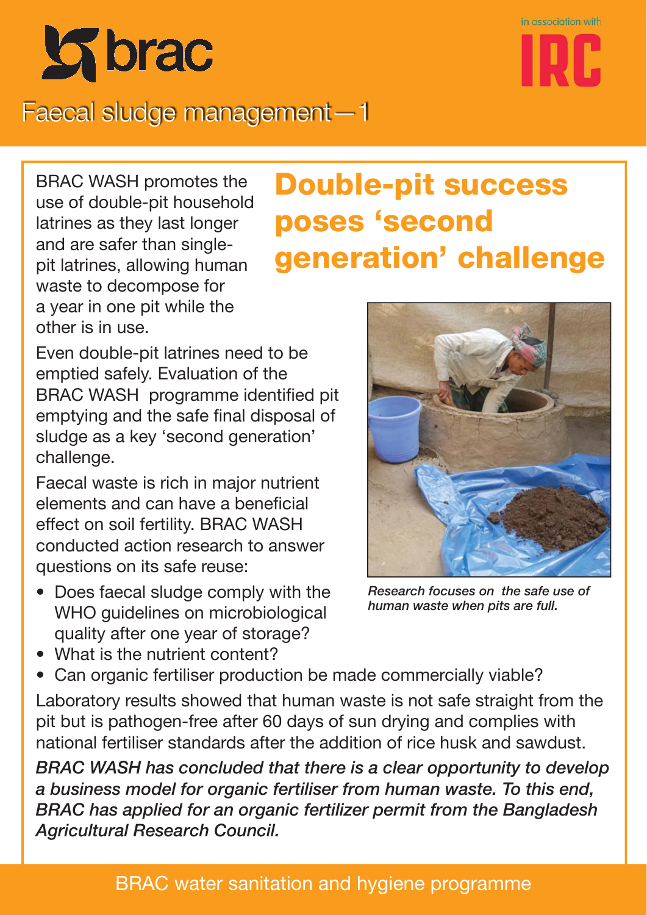brac

in association with IRC

Faecal sludge management—1

# Double-pit success poses 'second generation' challenge

BRAC WASH promotes the use of double-pit household latrines as they last longer and are safer than single-pit latrines, allowing human waste to decompose for a year in one pit while the other is in use.

Even double-pit latrines need to be emptied safely. Evaluation of the BRAC WASH programme identified pit emptying and the safe final disposal of sludge as a key 'second generation' challenge.

Faecal waste is rich in major nutrient elements and can have a beneficial effect on soil fertility. BRAC WASH conducted action research to answer questions on its safe reuse:

- Does faecal sludge comply with the WHO guidelines on microbiological quality after one year of storage?
- What is the nutrient content?
- Can organic fertiliser production be made commercially viable?

*Research focuses on the safe use of human waste when pits are full.*

Laboratory results showed that human waste is not safe straight from the pit but is pathogen-free after 60 days of sun drying and complies with national fertiliser standards after the addition of rice husk and sawdust.

***BRAC WASH has concluded that there is a clear opportunity to develop a business model for organic fertiliser from human waste. To this end, BRAC has applied for an organic fertilizer permit from the Bangladesh Agricultural Research Council.***

BRAC water sanitation and hygiene programme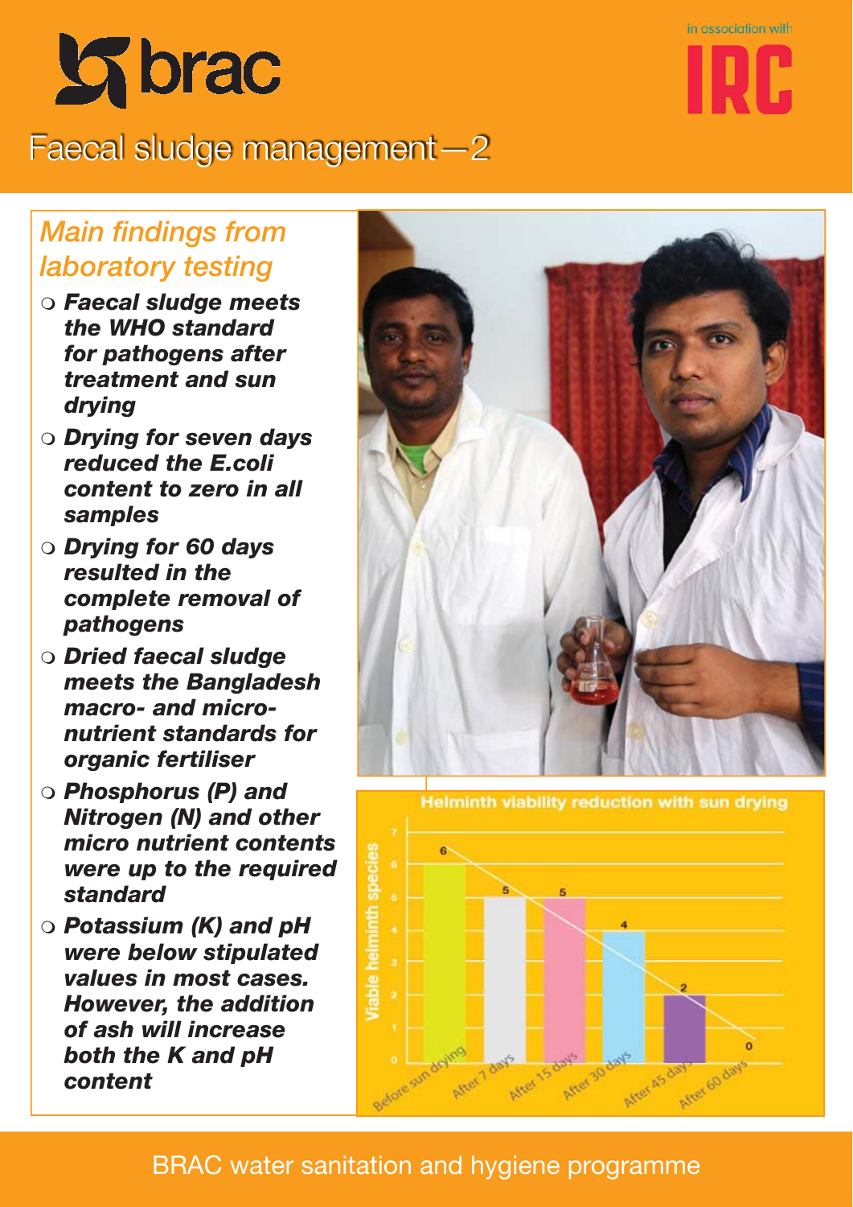# Faecal sludge management—2

## Main findings from laboratory testing

- ***Faecal sludge meets the WHO standard for pathogens after treatment and sun drying***
- ***Drying for seven days reduced the E.coli content to zero in all samples***
- ***Drying for 60 days resulted in the complete removal of pathogens***
- ***Dried faecal sludge meets the Bangladesh macro- and micro-nutrient standards for organic fertiliser***
- ***Phosphorus (P) and Nitrogen (N) and other micro nutrient contents were up to the required standard***
- ***Potassium (K) and pH were below stipulated values in most cases. However, the addition of ash will increase both the K and pH content***

**Helminth viability reduction with sun drying**

| | Viable helminth species |
|---|---|
| Before sun drying | 6 |
| After 7 days | 5 |
| After 15 days | 5 |
| After 30 days | 4 |
| After 45 days | 2 |
| After 60 days | 0 |

BRAC water sanitation and hygiene programme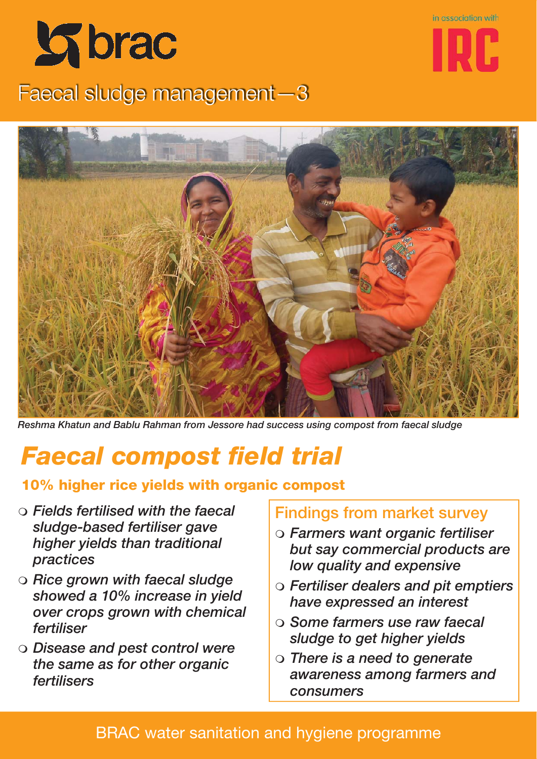brac

in association with IRC

Faecal sludge management—3

*Reshma Khatun and Bablu Rahman from Jessore had success using compost from faecal sludge*

# *Faecal compost field trial*

## 10% higher rice yields with organic compost

- *Fields fertilised with the faecal sludge-based fertiliser gave higher yields than traditional practices*
- *Rice grown with faecal sludge showed a 10% increase in yield over crops grown with chemical fertiliser*
- *Disease and pest control were the same as for other organic fertilisers*

### Findings from market survey

- *Farmers want organic fertiliser but say commercial products are low quality and expensive*
- *Fertiliser dealers and pit emptiers have expressed an interest*
- *Some farmers use raw faecal sludge to get higher yields*
- *There is a need to generate awareness among farmers and consumers*

BRAC water sanitation and hygiene programme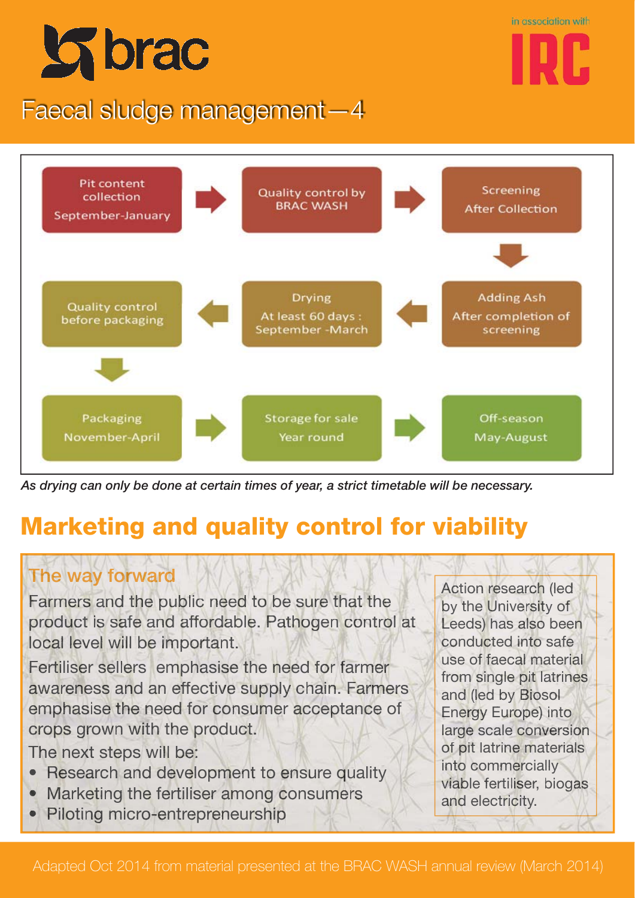brac

in association with IRC

# Faecal sludge management—4

Pit content collection
September-January

Quality control by BRAC WASH

Screening
After Collection

Adding Ash
After completion of screening

Drying
At least 60 days : September -March

Quality control before packaging

Packaging
November-April

Storage for sale
Year round

Off-season
May-August

*As drying can only be done at certain times of year, a strict timetable will be necessary.*

## Marketing and quality control for viability

### The way forward

Farmers and the public need to be sure that the product is safe and affordable. Pathogen control at local level will be important.

Fertiliser sellers emphasise the need for farmer awareness and an effective supply chain. Farmers emphasise the need for consumer acceptance of crops grown with the product.

The next steps will be:

- Research and development to ensure quality
- Marketing the fertiliser among consumers
- Piloting micro-entrepreneurship

Action research (led by the University of Leeds) has also been conducted into safe use of faecal material from single pit latrines and (led by Biosol Energy Europe) into large scale conversion of pit latrine materials into commercially viable fertiliser, biogas and electricity.

Adapted Oct 2014 from material presented at the BRAC WASH annual review (March 2014)